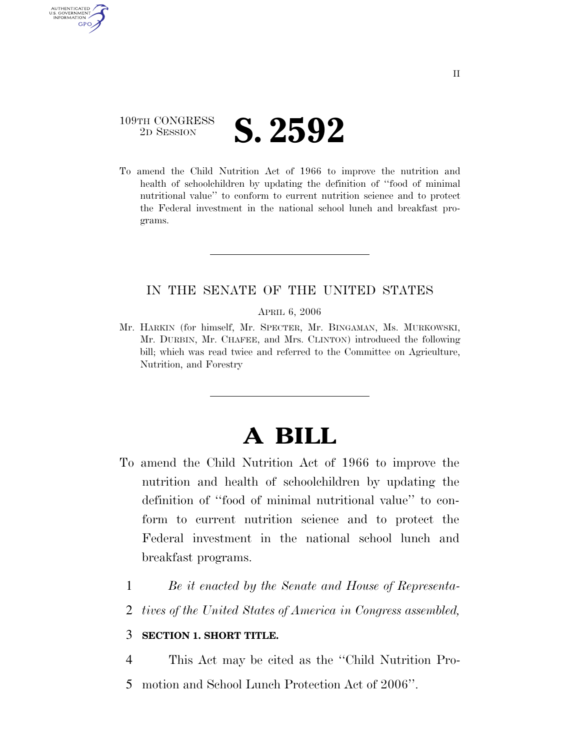109TH CONGRESS
2D SESSION

# S. 2592

To amend the Child Nutrition Act of 1966 to improve the nutrition and health of schoolchildren by updating the definition of ''food of minimal nutritional value'' to conform to current nutrition science and to protect the Federal investment in the national school lunch and breakfast programs.

IN THE SENATE OF THE UNITED STATES

APRIL 6, 2006

Mr. HARKIN (for himself, Mr. SPECTER, Mr. BINGAMAN, Ms. MURKOWSKI, Mr. DURBIN, Mr. CHAFEE, and Mrs. CLINTON) introduced the following bill; which was read twice and referred to the Committee on Agriculture, Nutrition, and Forestry

# A BILL

To amend the Child Nutrition Act of 1966 to improve the nutrition and health of schoolchildren by updating the definition of ''food of minimal nutritional value'' to conform to current nutrition science and to protect the Federal investment in the national school lunch and breakfast programs.

1 *Be it enacted by the Senate and House of Representa-*
2 *tives of the United States of America in Congress assembled,*

3 **SECTION 1. SHORT TITLE.**

4 This Act may be cited as the ''Child Nutrition Pro-
5 motion and School Lunch Protection Act of 2006''.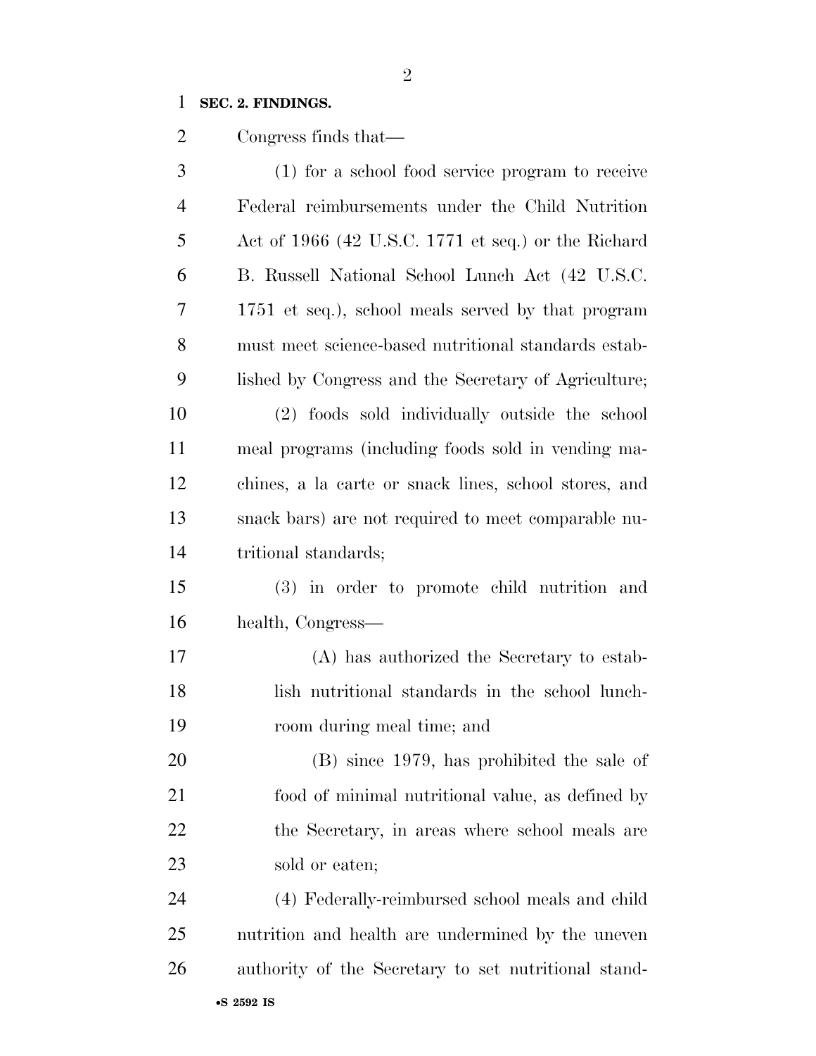**SEC. 2. FINDINGS.**

Congress finds that—

(1) for a school food service program to receive Federal reimbursements under the Child Nutrition Act of 1966 (42 U.S.C. 1771 et seq.) or the Richard B. Russell National School Lunch Act (42 U.S.C. 1751 et seq.), school meals served by that program must meet science-based nutritional standards established by Congress and the Secretary of Agriculture;

(2) foods sold individually outside the school meal programs (including foods sold in vending machines, a la carte or snack lines, school stores, and snack bars) are not required to meet comparable nutritional standards;

(3) in order to promote child nutrition and health, Congress—

(A) has authorized the Secretary to establish nutritional standards in the school lunchroom during meal time; and

(B) since 1979, has prohibited the sale of food of minimal nutritional value, as defined by the Secretary, in areas where school meals are sold or eaten;

(4) Federally-reimbursed school meals and child nutrition and health are undermined by the uneven authority of the Secretary to set nutritional stand-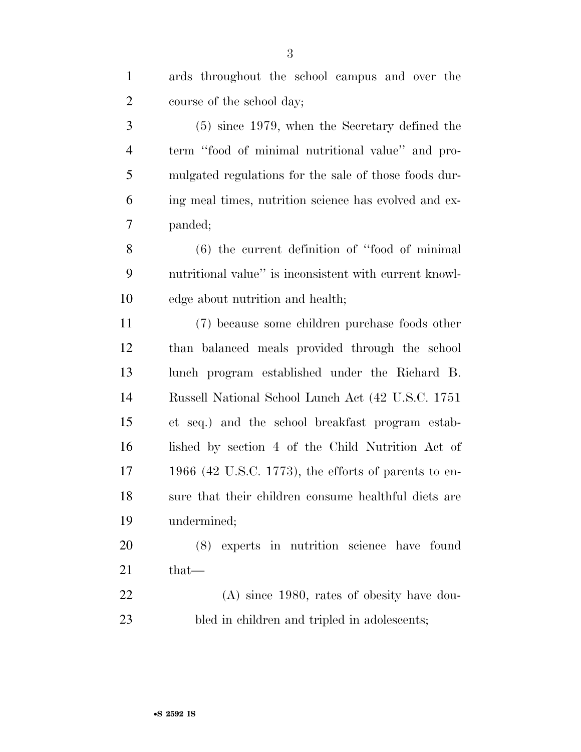ards throughout the school campus and over the course of the school day;

(5) since 1979, when the Secretary defined the term ''food of minimal nutritional value'' and promulgated regulations for the sale of those foods during meal times, nutrition science has evolved and expanded;

(6) the current definition of ''food of minimal nutritional value'' is inconsistent with current knowledge about nutrition and health;

(7) because some children purchase foods other than balanced meals provided through the school lunch program established under the Richard B. Russell National School Lunch Act (42 U.S.C. 1751 et seq.) and the school breakfast program established by section 4 of the Child Nutrition Act of 1966 (42 U.S.C. 1773), the efforts of parents to ensure that their children consume healthful diets are undermined;

(8) experts in nutrition science have found that—

(A) since 1980, rates of obesity have doubled in children and tripled in adolescents;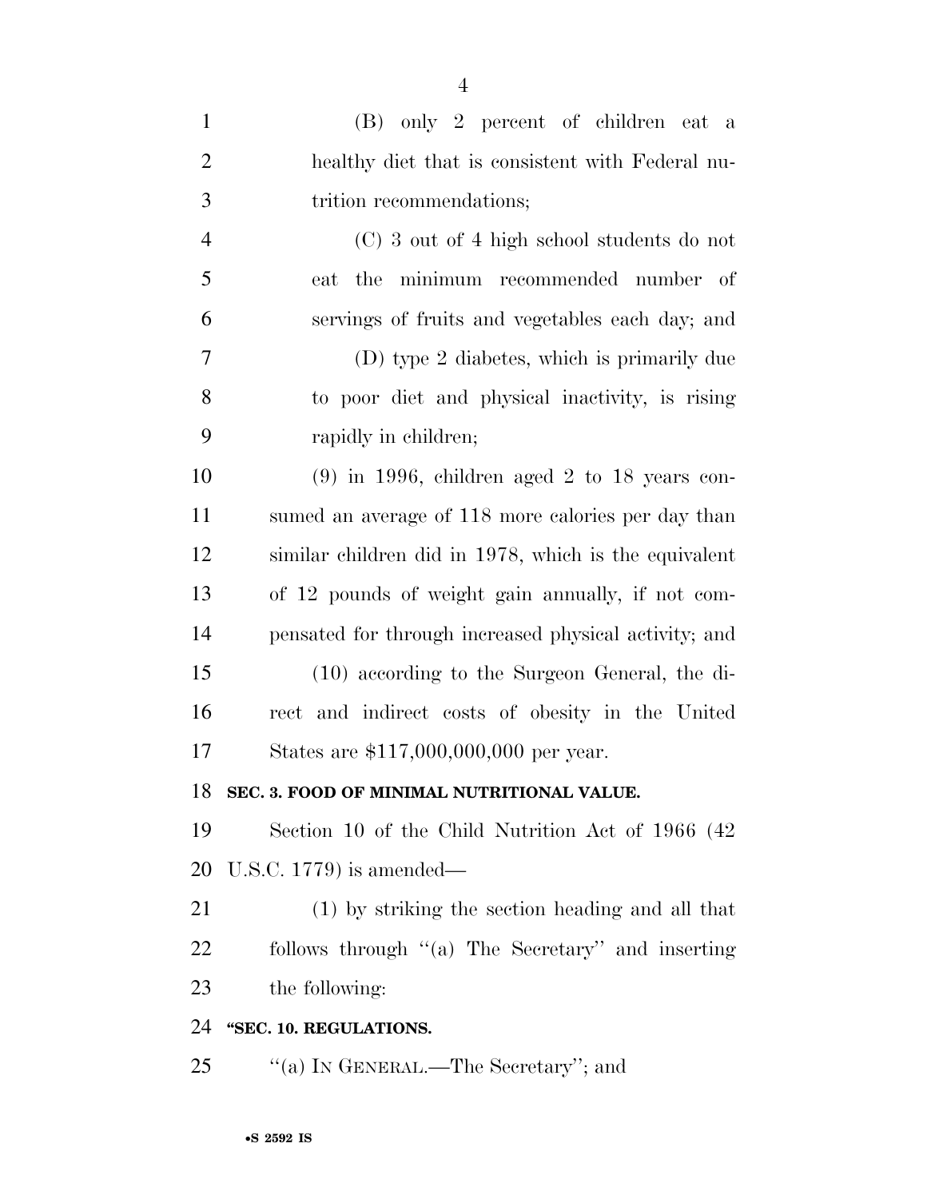(B) only 2 percent of children eat a healthy diet that is consistent with Federal nutrition recommendations;

(C) 3 out of 4 high school students do not eat the minimum recommended number of servings of fruits and vegetables each day; and

(D) type 2 diabetes, which is primarily due to poor diet and physical inactivity, is rising rapidly in children;

(9) in 1996, children aged 2 to 18 years consumed an average of 118 more calories per day than similar children did in 1978, which is the equivalent of 12 pounds of weight gain annually, if not compensated for through increased physical activity; and

(10) according to the Surgeon General, the direct and indirect costs of obesity in the United States are $117,000,000,000 per year.

**SEC. 3. FOOD OF MINIMAL NUTRITIONAL VALUE.**

Section 10 of the Child Nutrition Act of 1966 (42 U.S.C. 1779) is amended—

(1) by striking the section heading and all that follows through "(a) The Secretary" and inserting the following:

**"SEC. 10. REGULATIONS.**

"(a) IN GENERAL.—The Secretary"; and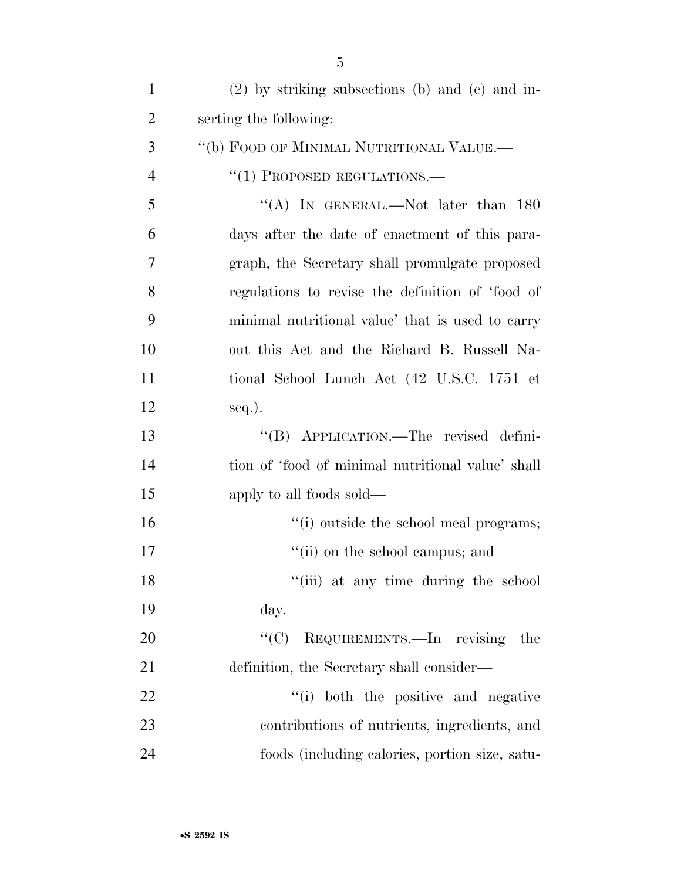(2) by striking subsections (b) and (c) and inserting the following:

"(b) FOOD OF MINIMAL NUTRITIONAL VALUE.—

"(1) PROPOSED REGULATIONS.—

"(A) IN GENERAL.—Not later than 180 days after the date of enactment of this paragraph, the Secretary shall promulgate proposed regulations to revise the definition of 'food of minimal nutritional value' that is used to carry out this Act and the Richard B. Russell National School Lunch Act (42 U.S.C. 1751 et seq.).

"(B) APPLICATION.—The revised definition of 'food of minimal nutritional value' shall apply to all foods sold—

"(i) outside the school meal programs;

"(ii) on the school campus; and

"(iii) at any time during the school day.

"(C) REQUIREMENTS.—In revising the definition, the Secretary shall consider—

"(i) both the positive and negative contributions of nutrients, ingredients, and foods (including calories, portion size, satu-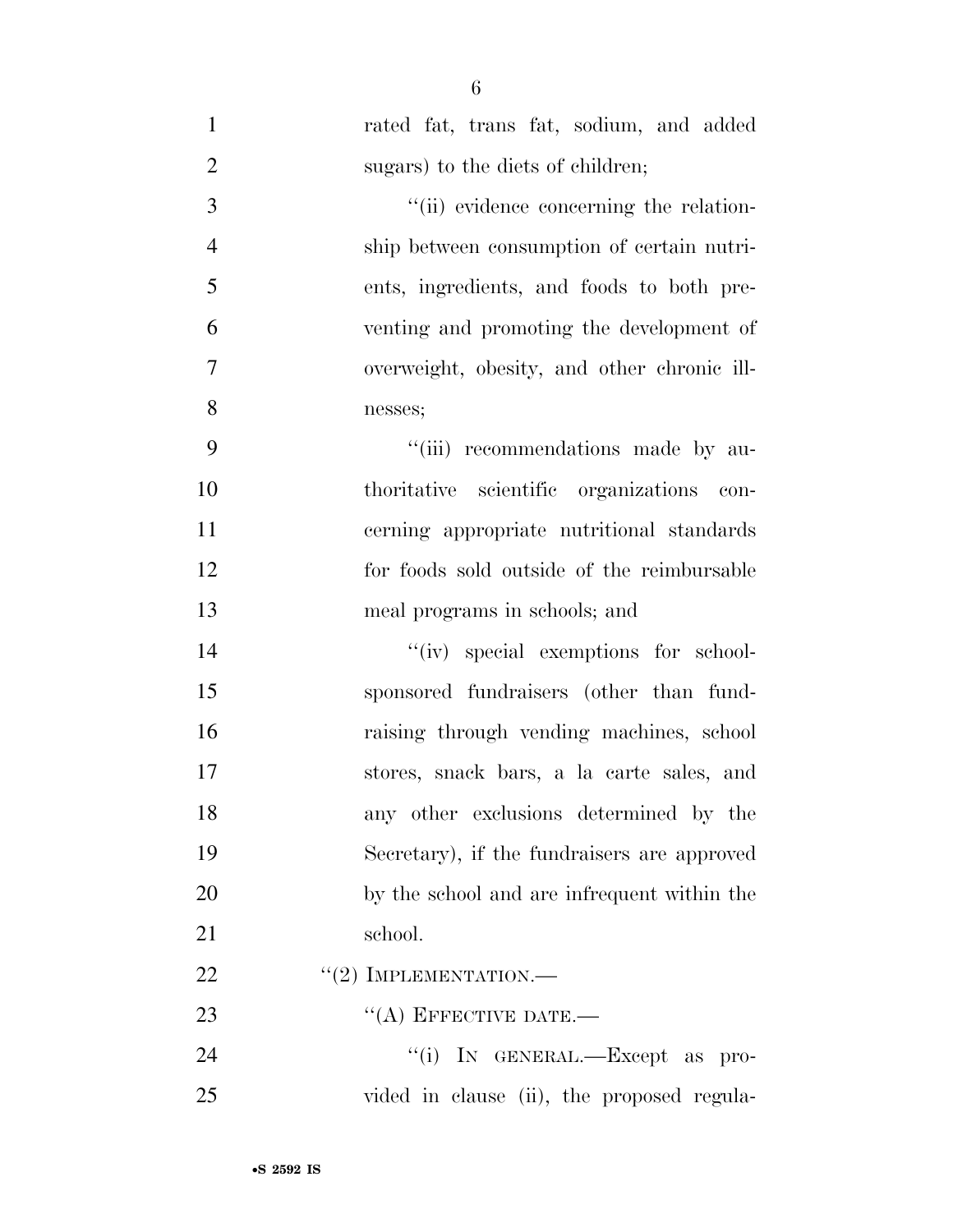rated fat, trans fat, sodium, and added sugars) to the diets of children;

''(ii) evidence concerning the relationship between consumption of certain nutrients, ingredients, and foods to both preventing and promoting the development of overweight, obesity, and other chronic illnesses;

''(iii) recommendations made by authoritative scientific organizations concerning appropriate nutritional standards for foods sold outside of the reimbursable meal programs in schools; and

''(iv) special exemptions for school-sponsored fundraisers (other than fundraising through vending machines, school stores, snack bars, a la carte sales, and any other exclusions determined by the Secretary), if the fundraisers are approved by the school and are infrequent within the school.

''(2) IMPLEMENTATION.—

''(A) EFFECTIVE DATE.—

''(i) IN GENERAL.—Except as provided in clause (ii), the proposed regula-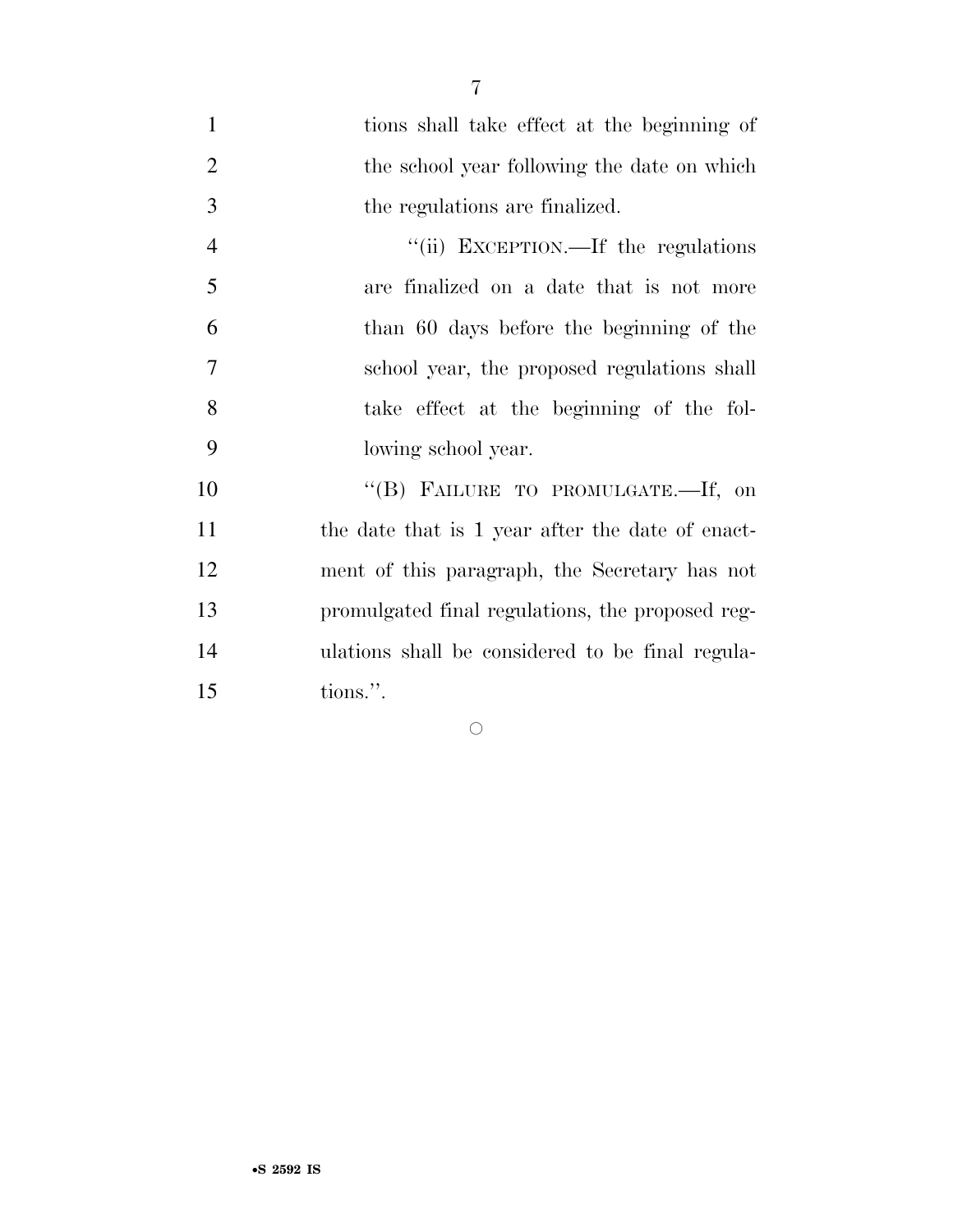tions shall take effect at the beginning of the school year following the date on which the regulations are finalized.

''(ii) EXCEPTION.—If the regulations are finalized on a date that is not more than 60 days before the beginning of the school year, the proposed regulations shall take effect at the beginning of the following school year.

''(B) FAILURE TO PROMULGATE.—If, on the date that is 1 year after the date of enactment of this paragraph, the Secretary has not promulgated final regulations, the proposed regulations shall be considered to be final regulations.''.

○